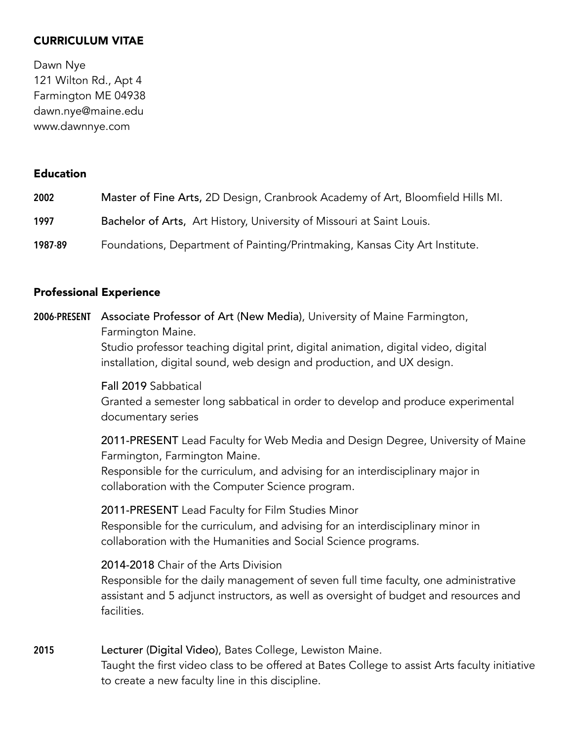# CURRICULUM VITAE

Dawn Nye
121 Wilton Rd., Apt 4
Farmington ME 04938
dawn.nye@maine.edu
www.dawnnye.com

## Education

**2002** **Master of Fine Arts,** 2D Design, Cranbrook Academy of Art, Bloomfield Hills MI.

**1997** **Bachelor of Arts,** Art History, University of Missouri at Saint Louis.

**1987-89** Foundations, Department of Painting/Printmaking, Kansas City Art Institute.

## Professional Experience

**2006-PRESENT** **Associate Professor of Art (New Media)**, University of Maine Farmington, Farmington Maine.
Studio professor teaching digital print, digital animation, digital video, digital installation, digital sound, web design and production, and UX design.

**Fall 2019** Sabbatical
Granted a semester long sabbatical in order to develop and produce experimental documentary series

**2011-PRESENT** Lead Faculty for Web Media and Design Degree, University of Maine Farmington, Farmington Maine.
Responsible for the curriculum, and advising for an interdisciplinary major in collaboration with the Computer Science program.

**2011-PRESENT** Lead Faculty for Film Studies Minor
Responsible for the curriculum, and advising for an interdisciplinary minor in collaboration with the Humanities and Social Science programs.

**2014-2018** Chair of the Arts Division
Responsible for the daily management of seven full time faculty, one administrative assistant and 5 adjunct instructors, as well as oversight of budget and resources and facilities.

**2015** **Lecturer (Digital Video)**, Bates College, Lewiston Maine.
Taught the first video class to be offered at Bates College to assist Arts faculty initiative to create a new faculty line in this discipline.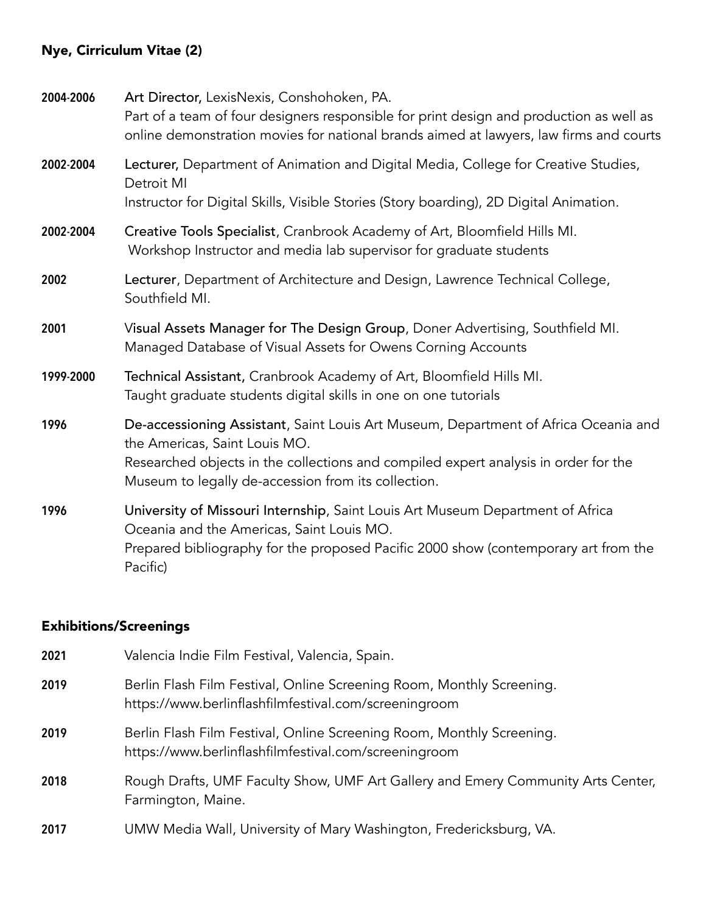**2004-2006** **Art Director,** LexisNexis, Conshohoken, PA.
Part of a team of four designers responsible for print design and production as well as online demonstration movies for national brands aimed at lawyers, law firms and courts

**2002-2004** **Lecturer,** Department of Animation and Digital Media, College for Creative Studies, Detroit MI
Instructor for Digital Skills, Visible Stories (Story boarding), 2D Digital Animation.

**2002-2004** **Creative Tools Specialist**, Cranbrook Academy of Art, Bloomfield Hills MI.
Workshop Instructor and media lab supervisor for graduate students

**2002** **Lecturer**, Department of Architecture and Design, Lawrence Technical College, Southfield MI.

**2001** **Visual Assets Manager for The Design Group**, Doner Advertising, Southfield MI.
Managed Database of Visual Assets for Owens Corning Accounts

**1999-2000** **Technical Assistant,** Cranbrook Academy of Art, Bloomfield Hills MI.
Taught graduate students digital skills in one on one tutorials

**1996** **De-accessioning Assistant**, Saint Louis Art Museum, Department of Africa Oceania and the Americas, Saint Louis MO.
Researched objects in the collections and compiled expert analysis in order for the Museum to legally de-accession from its collection.

**1996** **University of Missouri Internship**, Saint Louis Art Museum Department of Africa Oceania and the Americas, Saint Louis MO.
Prepared bibliography for the proposed Pacific 2000 show (contemporary art from the Pacific)

## Exhibitions/Screenings

**2021** Valencia Indie Film Festival, Valencia, Spain.

**2019** Berlin Flash Film Festival, Online Screening Room, Monthly Screening.
https://www.berlinflashfilmfestival.com/screeningroom

**2019** Berlin Flash Film Festival, Online Screening Room, Monthly Screening.
https://www.berlinflashfilmfestival.com/screeningroom

**2018** Rough Drafts, UMF Faculty Show, UMF Art Gallery and Emery Community Arts Center, Farmington, Maine.

**2017** UMW Media Wall, University of Mary Washington, Fredericksburg, VA.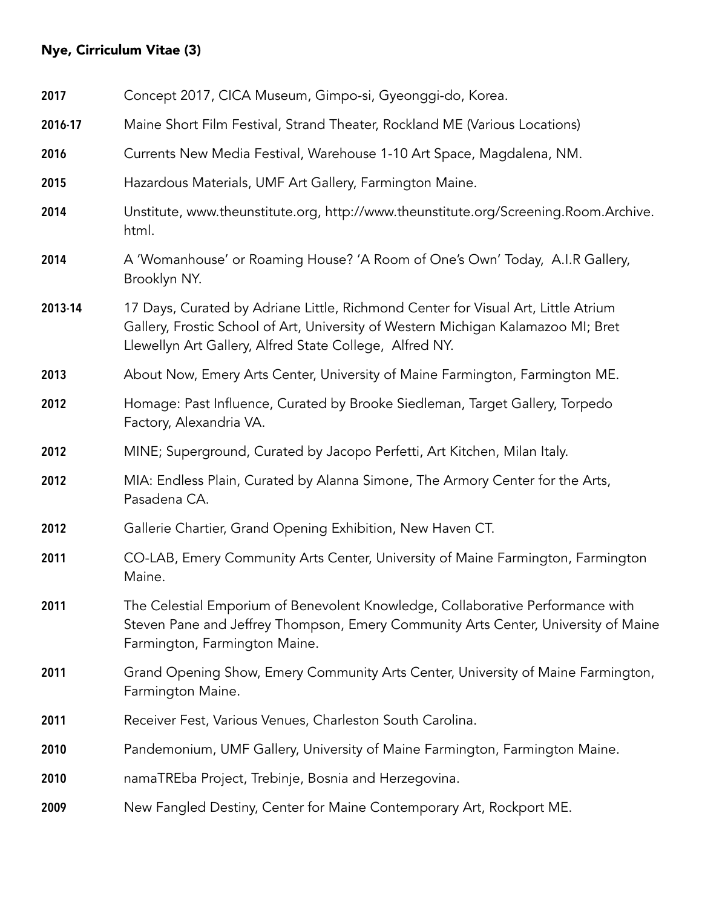**2017** Concept 2017, CICA Museum, Gimpo-si, Gyeonggi-do, Korea.

**2016-17** Maine Short Film Festival, Strand Theater, Rockland ME (Various Locations)

**2016** Currents New Media Festival, Warehouse 1-10 Art Space, Magdalena, NM.

**2015** Hazardous Materials, UMF Art Gallery, Farmington Maine.

**2014** Unstitute, www.theunstitute.org, http://www.theunstitute.org/Screening.Room.Archive.html.

**2014** A 'Womanhouse' or Roaming House? 'A Room of One's Own' Today, A.I.R Gallery, Brooklyn NY.

**2013-14** 17 Days, Curated by Adriane Little, Richmond Center for Visual Art, Little Atrium Gallery, Frostic School of Art, University of Western Michigan Kalamazoo MI; Bret Llewellyn Art Gallery, Alfred State College, Alfred NY.

**2013** About Now, Emery Arts Center, University of Maine Farmington, Farmington ME.

**2012** Homage: Past Influence, Curated by Brooke Siedleman, Target Gallery, Torpedo Factory, Alexandria VA.

**2012** MINE; Superground, Curated by Jacopo Perfetti, Art Kitchen, Milan Italy.

**2012** MIA: Endless Plain, Curated by Alanna Simone, The Armory Center for the Arts, Pasadena CA.

**2012** Gallerie Chartier, Grand Opening Exhibition, New Haven CT.

**2011** CO-LAB, Emery Community Arts Center, University of Maine Farmington, Farmington Maine.

**2011** The Celestial Emporium of Benevolent Knowledge, Collaborative Performance with Steven Pane and Jeffrey Thompson, Emery Community Arts Center, University of Maine Farmington, Farmington Maine.

**2011** Grand Opening Show, Emery Community Arts Center, University of Maine Farmington, Farmington Maine.

**2011** Receiver Fest, Various Venues, Charleston South Carolina.

**2010** Pandemonium, UMF Gallery, University of Maine Farmington, Farmington Maine.

**2010** namaTREba Project, Trebinje, Bosnia and Herzegovina.

**2009** New Fangled Destiny, Center for Maine Contemporary Art, Rockport ME.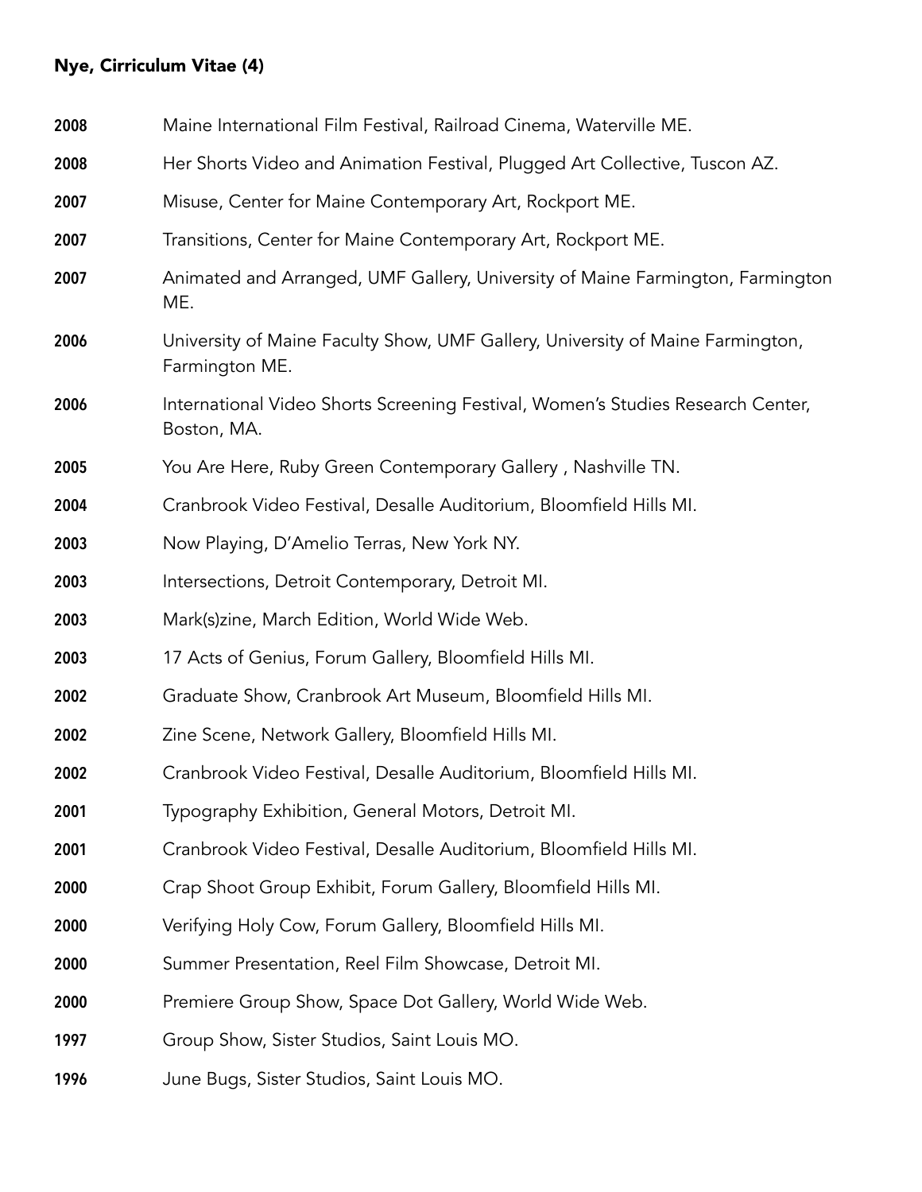2008 Maine International Film Festival, Railroad Cinema, Waterville ME.

2008 Her Shorts Video and Animation Festival, Plugged Art Collective, Tuscon AZ.

2007 Misuse, Center for Maine Contemporary Art, Rockport ME.

2007 Transitions, Center for Maine Contemporary Art, Rockport ME.

2007 Animated and Arranged, UMF Gallery, University of Maine Farmington, Farmington ME.

2006 University of Maine Faculty Show, UMF Gallery, University of Maine Farmington, Farmington ME.

2006 International Video Shorts Screening Festival, Women's Studies Research Center, Boston, MA.

2005 You Are Here, Ruby Green Contemporary Gallery , Nashville TN.

2004 Cranbrook Video Festival, Desalle Auditorium, Bloomfield Hills MI.

2003 Now Playing, D'Amelio Terras, New York NY.

2003 Intersections, Detroit Contemporary, Detroit MI.

2003 Mark(s)zine, March Edition, World Wide Web.

2003 17 Acts of Genius, Forum Gallery, Bloomfield Hills MI.

2002 Graduate Show, Cranbrook Art Museum, Bloomfield Hills MI.

2002 Zine Scene, Network Gallery, Bloomfield Hills MI.

2002 Cranbrook Video Festival, Desalle Auditorium, Bloomfield Hills MI.

2001 Typography Exhibition, General Motors, Detroit MI.

2001 Cranbrook Video Festival, Desalle Auditorium, Bloomfield Hills MI.

2000 Crap Shoot Group Exhibit, Forum Gallery, Bloomfield Hills MI.

2000 Verifying Holy Cow, Forum Gallery, Bloomfield Hills MI.

2000 Summer Presentation, Reel Film Showcase, Detroit MI.

2000 Premiere Group Show, Space Dot Gallery, World Wide Web.

1997 Group Show, Sister Studios, Saint Louis MO.

1996 June Bugs, Sister Studios, Saint Louis MO.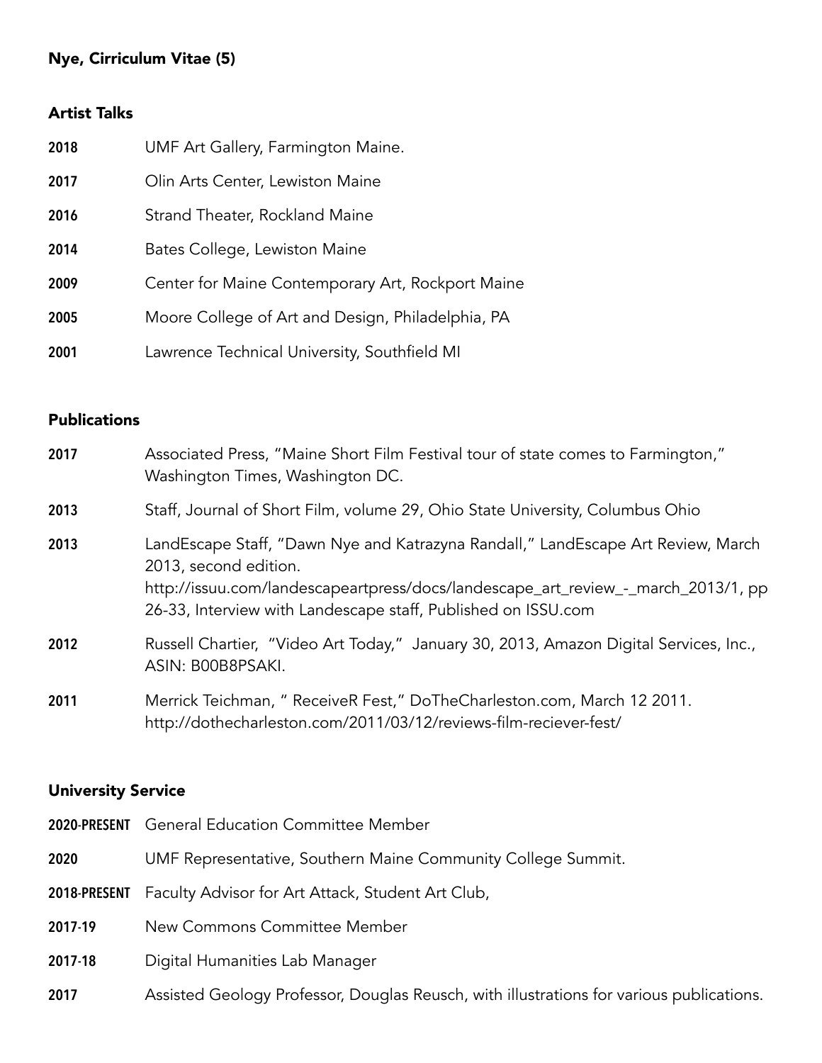## Artist Talks

| | |
|---|---|
| **2018** | UMF Art Gallery, Farmington Maine. |
| **2017** | Olin Arts Center, Lewiston Maine |
| **2016** | Strand Theater, Rockland Maine |
| **2014** | Bates College, Lewiston Maine |
| **2009** | Center for Maine Contemporary Art, Rockport Maine |
| **2005** | Moore College of Art and Design, Philadelphia, PA |
| **2001** | Lawrence Technical University, Southfield MI |

## Publications

| | |
|---|---|
| **2017** | Associated Press, "Maine Short Film Festival tour of state comes to Farmington," Washington Times, Washington DC. |
| **2013** | Staff, Journal of Short Film, volume 29, Ohio State University, Columbus Ohio |
| **2013** | LandEscape Staff, "Dawn Nye and Katrazyna Randall," LandEscape Art Review, March 2013, second edition. http://issuu.com/landescapeartpress/docs/landescape_art_review_-_march_2013/1, pp 26-33, Interview with Landescape staff, Published on ISSU.com |
| **2012** | Russell Chartier, "Video Art Today," January 30, 2013, Amazon Digital Services, Inc., ASIN: B00B8PSAKI. |
| **2011** | Merrick Teichman, " ReceiveR Fest," DoTheCharleston.com, March 12 2011. http://dothecharleston.com/2011/03/12/reviews-film-reciever-fest/ |

## University Service

| | |
|---|---|
| **2020-PRESENT** | General Education Committee Member |
| **2020** | UMF Representative, Southern Maine Community College Summit. |
| **2018-PRESENT** | Faculty Advisor for Art Attack, Student Art Club, |
| **2017-19** | New Commons Committee Member |
| **2017-18** | Digital Humanities Lab Manager |
| **2017** | Assisted Geology Professor, Douglas Reusch, with illustrations for various publications. |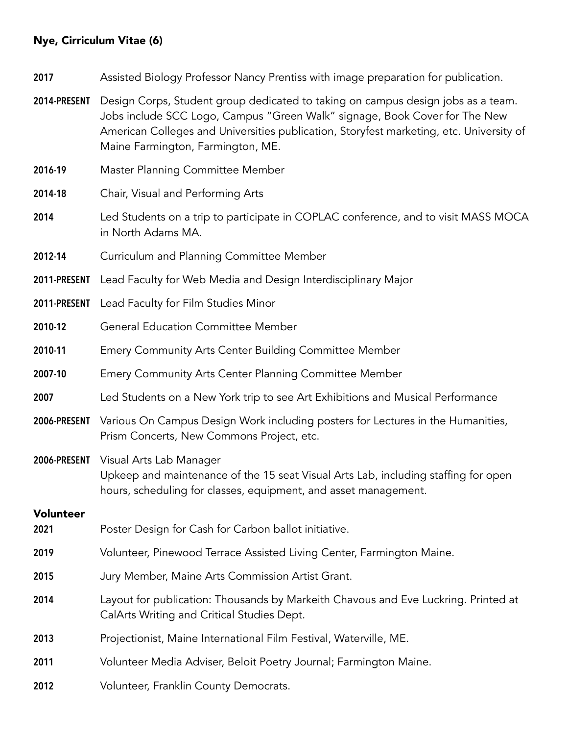**2017** Assisted Biology Professor Nancy Prentiss with image preparation for publication.

**2014-PRESENT** Design Corps, Student group dedicated to taking on campus design jobs as a team. Jobs include SCC Logo, Campus "Green Walk" signage, Book Cover for The New American Colleges and Universities publication, Storyfest marketing, etc. University of Maine Farmington, Farmington, ME.

**2016-19** Master Planning Committee Member

**2014-18** Chair, Visual and Performing Arts

**2014** Led Students on a trip to participate in COPLAC conference, and to visit MASS MOCA in North Adams MA.

**2012-14** Curriculum and Planning Committee Member

**2011-PRESENT** Lead Faculty for Web Media and Design Interdisciplinary Major

**2011-PRESENT** Lead Faculty for Film Studies Minor

**2010-12** General Education Committee Member

**2010-11** Emery Community Arts Center Building Committee Member

**2007-10** Emery Community Arts Center Planning Committee Member

**2007** Led Students on a New York trip to see Art Exhibitions and Musical Performance

**2006-PRESENT** Various On Campus Design Work including posters for Lectures in the Humanities, Prism Concerts, New Commons Project, etc.

**2006-PRESENT** Visual Arts Lab Manager
Upkeep and maintenance of the 15 seat Visual Arts Lab, including staffing for open hours, scheduling for classes, equipment, and asset management.

## Volunteer

**2021** Poster Design for Cash for Carbon ballot initiative.

**2019** Volunteer, Pinewood Terrace Assisted Living Center, Farmington Maine.

**2015** Jury Member, Maine Arts Commission Artist Grant.

**2014** Layout for publication: Thousands by Markeith Chavous and Eve Luckring. Printed at CalArts Writing and Critical Studies Dept.

**2013** Projectionist, Maine International Film Festival, Waterville, ME.

**2011** Volunteer Media Adviser, Beloit Poetry Journal; Farmington Maine.

**2012** Volunteer, Franklin County Democrats.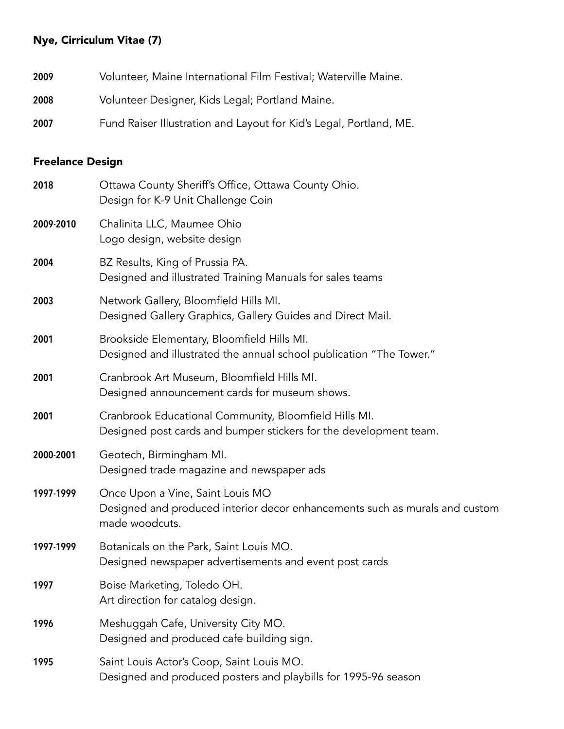2009 Volunteer, Maine International Film Festival; Waterville Maine.

2008 Volunteer Designer, Kids Legal; Portland Maine.

2007 Fund Raiser Illustration and Layout for Kid's Legal, Portland, ME.

## Freelance Design

**2018** Ottawa County Sheriff's Office, Ottawa County Ohio.
Design for K-9 Unit Challenge Coin

**2009-2010** Chalinita LLC, Maumee Ohio
Logo design, website design

**2004** BZ Results, King of Prussia PA.
Designed and illustrated Training Manuals for sales teams

**2003** Network Gallery, Bloomfield Hills MI.
Designed Gallery Graphics, Gallery Guides and Direct Mail.

**2001** Brookside Elementary, Bloomfield Hills MI.
Designed and illustrated the annual school publication "The Tower."

**2001** Cranbrook Art Museum, Bloomfield Hills MI.
Designed announcement cards for museum shows.

**2001** Cranbrook Educational Community, Bloomfield Hills MI.
Designed post cards and bumper stickers for the development team.

**2000-2001** Geotech, Birmingham MI.
Designed trade magazine and newspaper ads

**1997-1999** Once Upon a Vine, Saint Louis MO
Designed and produced interior decor enhancements such as murals and custom made woodcuts.

**1997-1999** Botanicals on the Park, Saint Louis MO.
Designed newspaper advertisements and event post cards

**1997** Boise Marketing, Toledo OH.
Art direction for catalog design.

**1996** Meshuggah Cafe, University City MO.
Designed and produced cafe building sign.

**1995** Saint Louis Actor's Coop, Saint Louis MO.
Designed and produced posters and playbills for 1995-96 season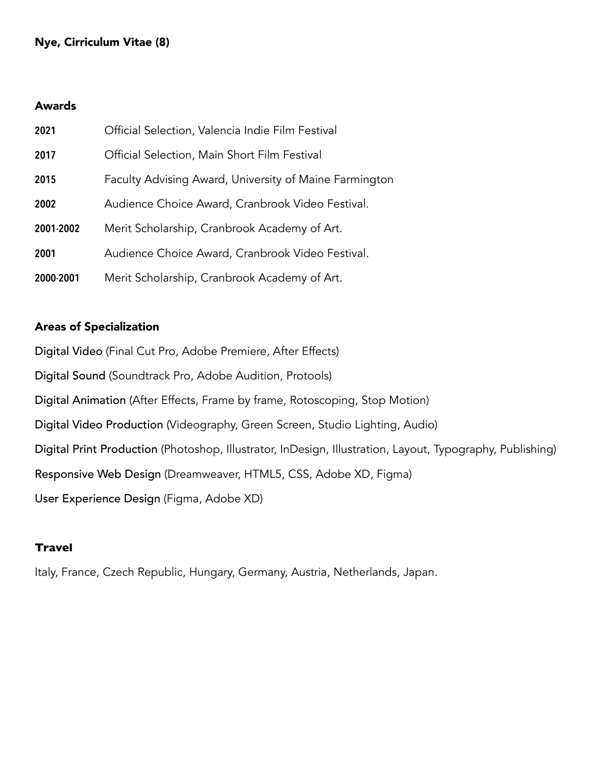## Awards

| | |
|---|---|
| 2021 | Official Selection, Valencia Indie Film Festival |
| 2017 | Official Selection, Main Short Film Festival |
| 2015 | Faculty Advising Award, University of Maine Farmington |
| 2002 | Audience Choice Award, Cranbrook Video Festival. |
| 2001-2002 | Merit Scholarship, Cranbrook Academy of Art. |
| 2001 | Audience Choice Award, Cranbrook Video Festival. |
| 2000-2001 | Merit Scholarship, Cranbrook Academy of Art. |

## Areas of Specialization

Digital Video (Final Cut Pro, Adobe Premiere, After Effects)

Digital Sound (Soundtrack Pro, Adobe Audition, Protools)

Digital Animation (After Effects, Frame by frame, Rotoscoping, Stop Motion)

Digital Video Production (Videography, Green Screen, Studio Lighting, Audio)

Digital Print Production (Photoshop, Illustrator, InDesign, Illustration, Layout, Typography, Publishing)

Responsive Web Design (Dreamweaver, HTML5, CSS, Adobe XD, Figma)

User Experience Design (Figma, Adobe XD)

## Travel

Italy, France, Czech Republic, Hungary, Germany, Austria, Netherlands, Japan.